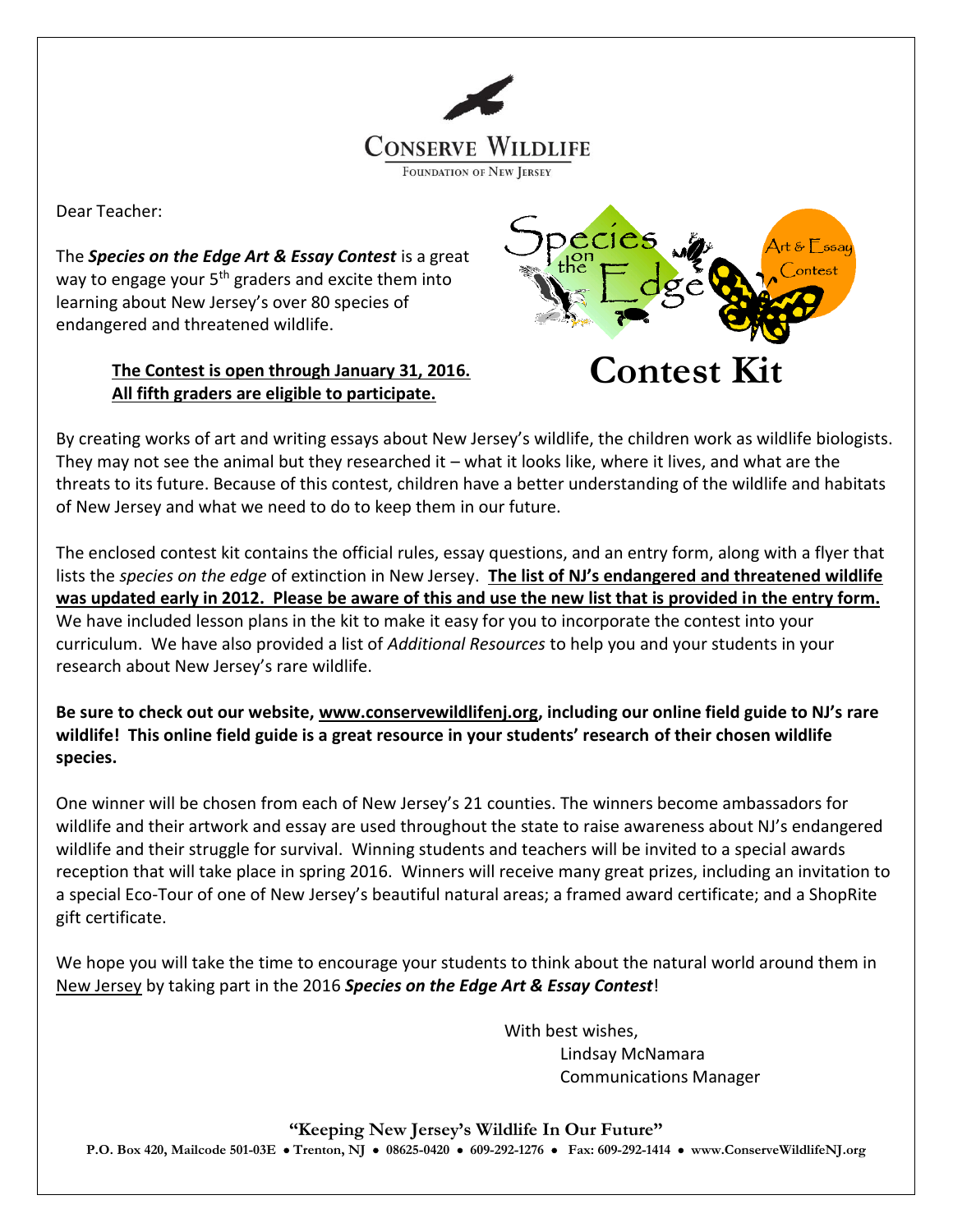# CONSERVE WILDLIFE

FOUNDATION OF NEW JERSEY

Dear Teacher:

The ***Species on the Edge Art & Essay Contest*** is a great way to engage your 5th graders and excite them into learning about New Jersey's over 80 species of endangered and threatened wildlife.

Species on the Edge Art & Essay Contest

# Contest Kit

<u>**The Contest is open through January 31, 2016.**</u>
<u>**All fifth graders are eligible to participate.**</u>

By creating works of art and writing essays about New Jersey's wildlife, the children work as wildlife biologists. They may not see the animal but they researched it – what it looks like, where it lives, and what are the threats to its future. Because of this contest, children have a better understanding of the wildlife and habitats of New Jersey and what we need to do to keep them in our future.

The enclosed contest kit contains the official rules, essay questions, and an entry form, along with a flyer that lists the *species on the edge* of extinction in New Jersey. <u>**The list of NJ's endangered and threatened wildlife was updated early in 2012. Please be aware of this and use the new list that is provided in the entry form.**</u> We have included lesson plans in the kit to make it easy for you to incorporate the contest into your curriculum. We have also provided a list of *Additional Resources* to help you and your students in your research about New Jersey's rare wildlife.

**Be sure to check out our website, <u>www.conservewildlifenj.org</u>, including our online field guide to NJ's rare wildlife! This online field guide is a great resource in your students' research of their chosen wildlife species.**

One winner will be chosen from each of New Jersey's 21 counties. The winners become ambassadors for wildlife and their artwork and essay are used throughout the state to raise awareness about NJ's endangered wildlife and their struggle for survival. Winning students and teachers will be invited to a special awards reception that will take place in spring 2016. Winners will receive many great prizes, including an invitation to a special Eco-Tour of one of New Jersey's beautiful natural areas; a framed award certificate; and a ShopRite gift certificate.

We hope you will take the time to encourage your students to think about the natural world around them in <u>New Jersey</u> by taking part in the 2016 ***Species on the Edge Art & Essay Contest***!

With best wishes,
Lindsay McNamara
Communications Manager

**"Keeping New Jersey's Wildlife In Our Future"**

**P.O. Box 420, Mailcode 501-03E • Trenton, NJ • 08625-0420 • 609-292-1276 • Fax: 609-292-1414 • www.ConserveWildlifeNJ.org**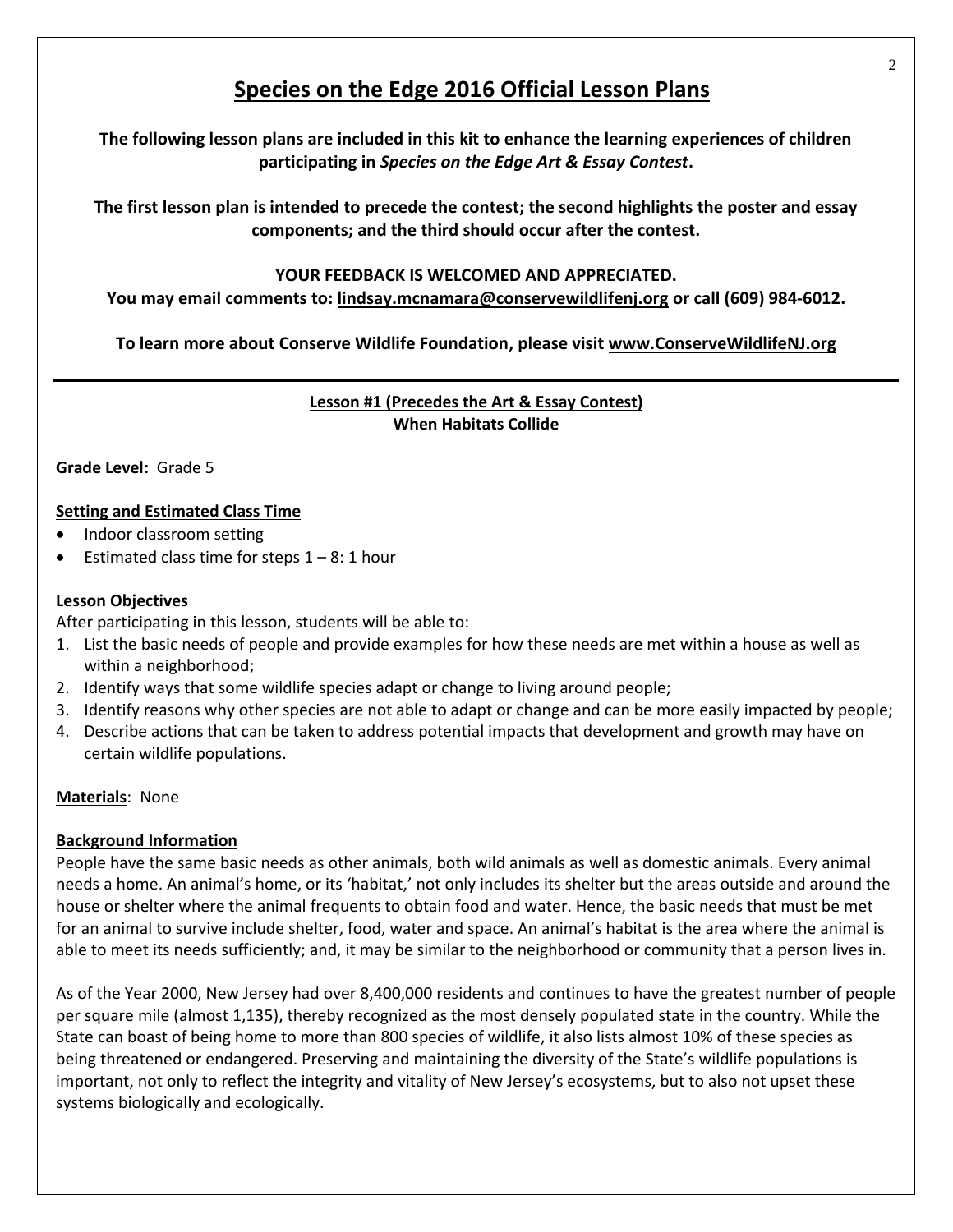# Species on the Edge 2016 Official Lesson Plans

**The following lesson plans are included in this kit to enhance the learning experiences of children participating in *Species on the Edge Art & Essay Contest*.**

**The first lesson plan is intended to precede the contest; the second highlights the poster and essay components; and the third should occur after the contest.**

**YOUR FEEDBACK IS WELCOMED AND APPRECIATED.**
**You may email comments to: lindsay.mcnamara@conservewildlifenj.org or call (609) 984-6012.**

**To learn more about Conserve Wildlife Foundation, please visit www.ConserveWildlifeNJ.org**

---

## Lesson #1 (Precedes the Art & Essay Contest)
### When Habitats Collide

**Grade Level:** Grade 5

**Setting and Estimated Class Time**

- Indoor classroom setting
- Estimated class time for steps 1 – 8: 1 hour

**Lesson Objectives**

After participating in this lesson, students will be able to:

1. List the basic needs of people and provide examples for how these needs are met within a house as well as within a neighborhood;
2. Identify ways that some wildlife species adapt or change to living around people;
3. Identify reasons why other species are not able to adapt or change and can be more easily impacted by people;
4. Describe actions that can be taken to address potential impacts that development and growth may have on certain wildlife populations.

**Materials**: None

**Background Information**

People have the same basic needs as other animals, both wild animals as well as domestic animals. Every animal needs a home. An animal's home, or its 'habitat,' not only includes its shelter but the areas outside and around the house or shelter where the animal frequents to obtain food and water. Hence, the basic needs that must be met for an animal to survive include shelter, food, water and space. An animal's habitat is the area where the animal is able to meet its needs sufficiently; and, it may be similar to the neighborhood or community that a person lives in.

As of the Year 2000, New Jersey had over 8,400,000 residents and continues to have the greatest number of people per square mile (almost 1,135), thereby recognized as the most densely populated state in the country. While the State can boast of being home to more than 800 species of wildlife, it also lists almost 10% of these species as being threatened or endangered. Preserving and maintaining the diversity of the State's wildlife populations is important, not only to reflect the integrity and vitality of New Jersey's ecosystems, but to also not upset these systems biologically and ecologically.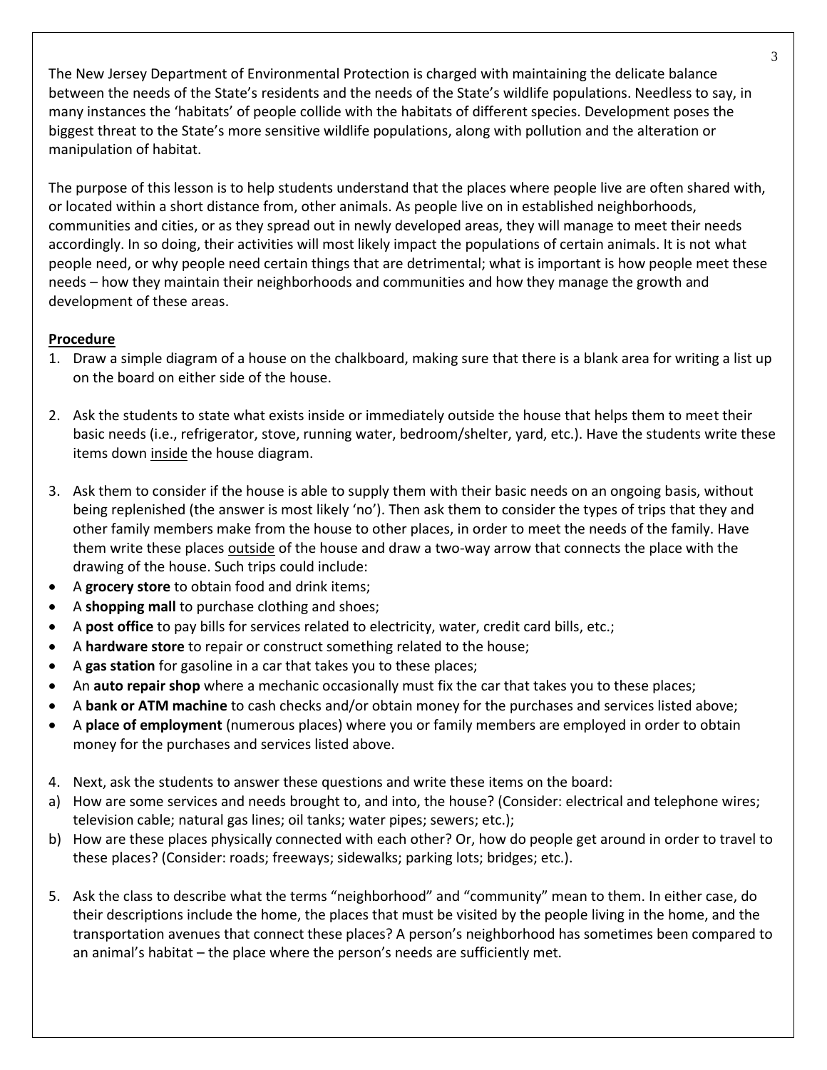The New Jersey Department of Environmental Protection is charged with maintaining the delicate balance between the needs of the State's residents and the needs of the State's wildlife populations. Needless to say, in many instances the 'habitats' of people collide with the habitats of different species. Development poses the biggest threat to the State's more sensitive wildlife populations, along with pollution and the alteration or manipulation of habitat.

The purpose of this lesson is to help students understand that the places where people live are often shared with, or located within a short distance from, other animals. As people live on in established neighborhoods, communities and cities, or as they spread out in newly developed areas, they will manage to meet their needs accordingly. In so doing, their activities will most likely impact the populations of certain animals. It is not what people need, or why people need certain things that are detrimental; what is important is how people meet these needs – how they maintain their neighborhoods and communities and how they manage the growth and development of these areas.

**Procedure**

1. Draw a simple diagram of a house on the chalkboard, making sure that there is a blank area for writing a list up on the board on either side of the house.
2. Ask the students to state what exists inside or immediately outside the house that helps them to meet their basic needs (i.e., refrigerator, stove, running water, bedroom/shelter, yard, etc.). Have the students write these items down inside the house diagram.
3. Ask them to consider if the house is able to supply them with their basic needs on an ongoing basis, without being replenished (the answer is most likely 'no'). Then ask them to consider the types of trips that they and other family members make from the house to other places, in order to meet the needs of the family. Have them write these places outside of the house and draw a two-way arrow that connects the place with the drawing of the house. Such trips could include:

- A **grocery store** to obtain food and drink items;
- A **shopping mall** to purchase clothing and shoes;
- A **post office** to pay bills for services related to electricity, water, credit card bills, etc.;
- A **hardware store** to repair or construct something related to the house;
- A **gas station** for gasoline in a car that takes you to these places;
- An **auto repair shop** where a mechanic occasionally must fix the car that takes you to these places;
- A **bank or ATM machine** to cash checks and/or obtain money for the purchases and services listed above;
- A **place of employment** (numerous places) where you or family members are employed in order to obtain money for the purchases and services listed above.

4. Next, ask the students to answer these questions and write these items on the board:

a) How are some services and needs brought to, and into, the house? (Consider: electrical and telephone wires; television cable; natural gas lines; oil tanks; water pipes; sewers; etc.);

b) How are these places physically connected with each other? Or, how do people get around in order to travel to these places? (Consider: roads; freeways; sidewalks; parking lots; bridges; etc.).

5. Ask the class to describe what the terms "neighborhood" and "community" mean to them. In either case, do their descriptions include the home, the places that must be visited by the people living in the home, and the transportation avenues that connect these places? A person's neighborhood has sometimes been compared to an animal's habitat – the place where the person's needs are sufficiently met.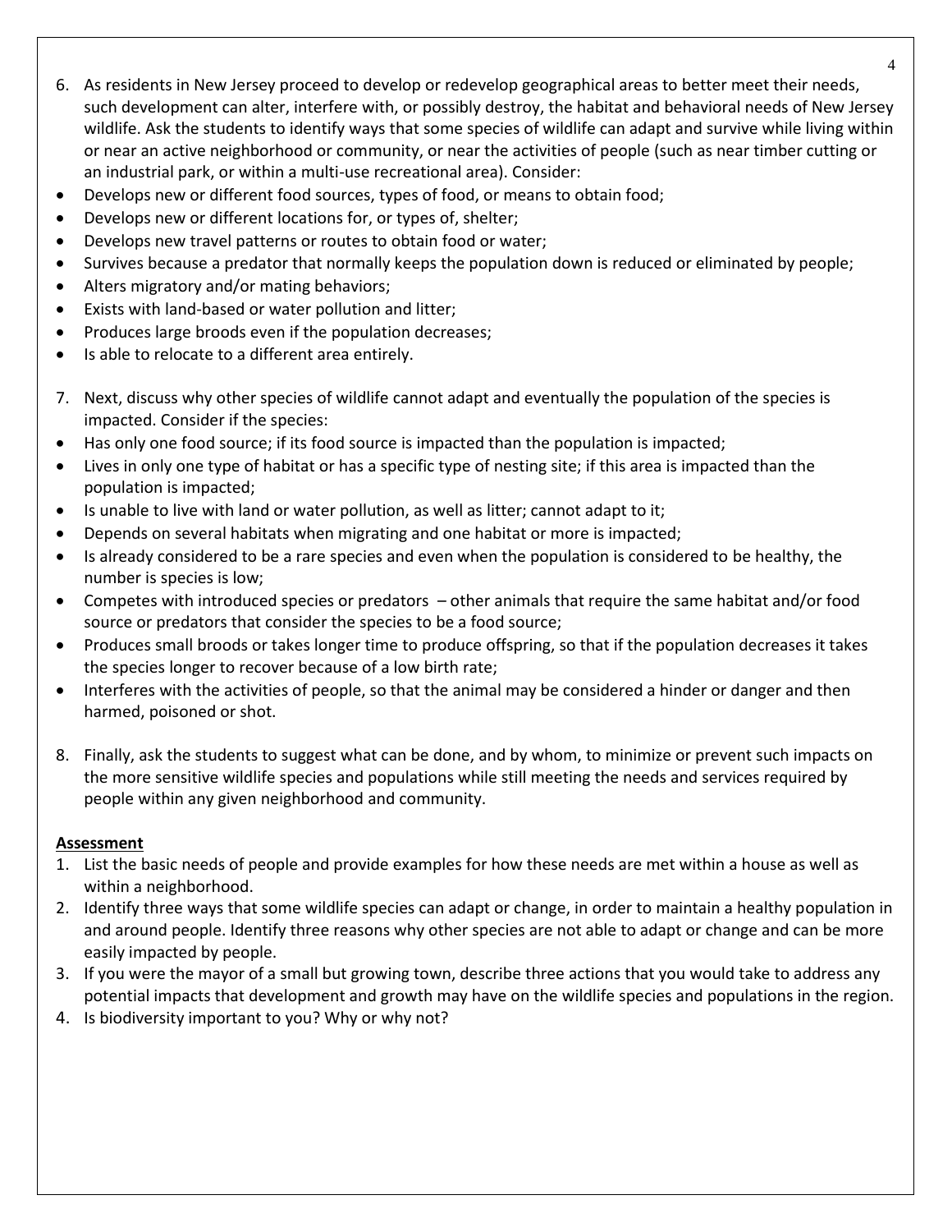6. As residents in New Jersey proceed to develop or redevelop geographical areas to better meet their needs, such development can alter, interfere with, or possibly destroy, the habitat and behavioral needs of New Jersey wildlife. Ask the students to identify ways that some species of wildlife can adapt and survive while living within or near an active neighborhood or community, or near the activities of people (such as near timber cutting or an industrial park, or within a multi-use recreational area). Consider:

- Develops new or different food sources, types of food, or means to obtain food;
- Develops new or different locations for, or types of, shelter;
- Develops new travel patterns or routes to obtain food or water;
- Survives because a predator that normally keeps the population down is reduced or eliminated by people;
- Alters migratory and/or mating behaviors;
- Exists with land-based or water pollution and litter;
- Produces large broods even if the population decreases;
- Is able to relocate to a different area entirely.

7. Next, discuss why other species of wildlife cannot adapt and eventually the population of the species is impacted. Consider if the species:

- Has only one food source; if its food source is impacted than the population is impacted;
- Lives in only one type of habitat or has a specific type of nesting site; if this area is impacted than the population is impacted;
- Is unable to live with land or water pollution, as well as litter; cannot adapt to it;
- Depends on several habitats when migrating and one habitat or more is impacted;
- Is already considered to be a rare species and even when the population is considered to be healthy, the number is species is low;
- Competes with introduced species or predators – other animals that require the same habitat and/or food source or predators that consider the species to be a food source;
- Produces small broods or takes longer time to produce offspring, so that if the population decreases it takes the species longer to recover because of a low birth rate;
- Interferes with the activities of people, so that the animal may be considered a hinder or danger and then harmed, poisoned or shot.

8. Finally, ask the students to suggest what can be done, and by whom, to minimize or prevent such impacts on the more sensitive wildlife species and populations while still meeting the needs and services required by people within any given neighborhood and community.

**Assessment**

1. List the basic needs of people and provide examples for how these needs are met within a house as well as within a neighborhood.
2. Identify three ways that some wildlife species can adapt or change, in order to maintain a healthy population in and around people. Identify three reasons why other species are not able to adapt or change and can be more easily impacted by people.
3. If you were the mayor of a small but growing town, describe three actions that you would take to address any potential impacts that development and growth may have on the wildlife species and populations in the region.
4. Is biodiversity important to you? Why or why not?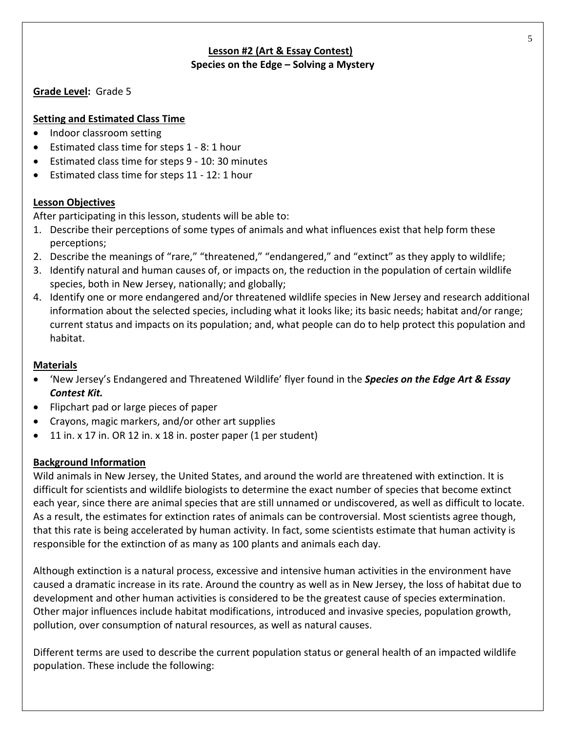## Lesson #2 (Art & Essay Contest)

### Species on the Edge – Solving a Mystery

**Grade Level:** Grade 5

**Setting and Estimated Class Time**

- Indoor classroom setting
- Estimated class time for steps 1 - 8: 1 hour
- Estimated class time for steps 9 - 10: 30 minutes
- Estimated class time for steps 11 - 12: 1 hour

**Lesson Objectives**

After participating in this lesson, students will be able to:

1. Describe their perceptions of some types of animals and what influences exist that help form these perceptions;
2. Describe the meanings of "rare," "threatened," "endangered," and "extinct" as they apply to wildlife;
3. Identify natural and human causes of, or impacts on, the reduction in the population of certain wildlife species, both in New Jersey, nationally; and globally;
4. Identify one or more endangered and/or threatened wildlife species in New Jersey and research additional information about the selected species, including what it looks like; its basic needs; habitat and/or range; current status and impacts on its population; and, what people can do to help protect this population and habitat.

**Materials**

- 'New Jersey's Endangered and Threatened Wildlife' flyer found in the ***Species on the Edge Art & Essay Contest Kit.***
- Flipchart pad or large pieces of paper
- Crayons, magic markers, and/or other art supplies
- 11 in. x 17 in. OR 12 in. x 18 in. poster paper (1 per student)

**Background Information**

Wild animals in New Jersey, the United States, and around the world are threatened with extinction. It is difficult for scientists and wildlife biologists to determine the exact number of species that become extinct each year, since there are animal species that are still unnamed or undiscovered, as well as difficult to locate. As a result, the estimates for extinction rates of animals can be controversial. Most scientists agree though, that this rate is being accelerated by human activity. In fact, some scientists estimate that human activity is responsible for the extinction of as many as 100 plants and animals each day.

Although extinction is a natural process, excessive and intensive human activities in the environment have caused a dramatic increase in its rate. Around the country as well as in New Jersey, the loss of habitat due to development and other human activities is considered to be the greatest cause of species extermination. Other major influences include habitat modifications, introduced and invasive species, population growth, pollution, over consumption of natural resources, as well as natural causes.

Different terms are used to describe the current population status or general health of an impacted wildlife population. These include the following: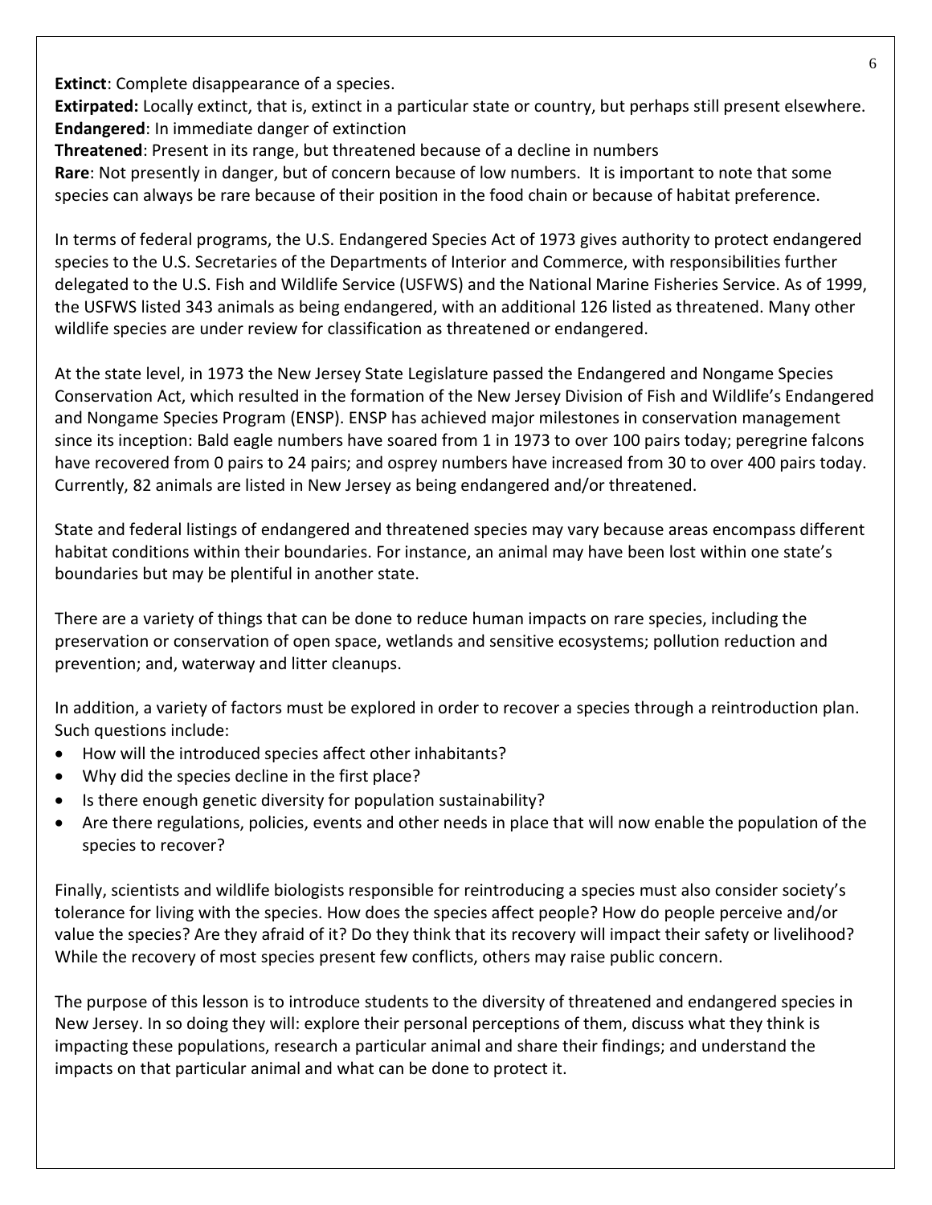**Extinct**: Complete disappearance of a species.
**Extirpated:** Locally extinct, that is, extinct in a particular state or country, but perhaps still present elsewhere.
**Endangered**: In immediate danger of extinction
**Threatened**: Present in its range, but threatened because of a decline in numbers
**Rare**: Not presently in danger, but of concern because of low numbers. It is important to note that some species can always be rare because of their position in the food chain or because of habitat preference.

In terms of federal programs, the U.S. Endangered Species Act of 1973 gives authority to protect endangered species to the U.S. Secretaries of the Departments of Interior and Commerce, with responsibilities further delegated to the U.S. Fish and Wildlife Service (USFWS) and the National Marine Fisheries Service. As of 1999, the USFWS listed 343 animals as being endangered, with an additional 126 listed as threatened. Many other wildlife species are under review for classification as threatened or endangered.

At the state level, in 1973 the New Jersey State Legislature passed the Endangered and Nongame Species Conservation Act, which resulted in the formation of the New Jersey Division of Fish and Wildlife's Endangered and Nongame Species Program (ENSP). ENSP has achieved major milestones in conservation management since its inception: Bald eagle numbers have soared from 1 in 1973 to over 100 pairs today; peregrine falcons have recovered from 0 pairs to 24 pairs; and osprey numbers have increased from 30 to over 400 pairs today. Currently, 82 animals are listed in New Jersey as being endangered and/or threatened.

State and federal listings of endangered and threatened species may vary because areas encompass different habitat conditions within their boundaries. For instance, an animal may have been lost within one state's boundaries but may be plentiful in another state.

There are a variety of things that can be done to reduce human impacts on rare species, including the preservation or conservation of open space, wetlands and sensitive ecosystems; pollution reduction and prevention; and, waterway and litter cleanups.

In addition, a variety of factors must be explored in order to recover a species through a reintroduction plan. Such questions include:

- How will the introduced species affect other inhabitants?
- Why did the species decline in the first place?
- Is there enough genetic diversity for population sustainability?
- Are there regulations, policies, events and other needs in place that will now enable the population of the species to recover?

Finally, scientists and wildlife biologists responsible for reintroducing a species must also consider society's tolerance for living with the species. How does the species affect people? How do people perceive and/or value the species? Are they afraid of it? Do they think that its recovery will impact their safety or livelihood? While the recovery of most species present few conflicts, others may raise public concern.

The purpose of this lesson is to introduce students to the diversity of threatened and endangered species in New Jersey. In so doing they will: explore their personal perceptions of them, discuss what they think is impacting these populations, research a particular animal and share their findings; and understand the impacts on that particular animal and what can be done to protect it.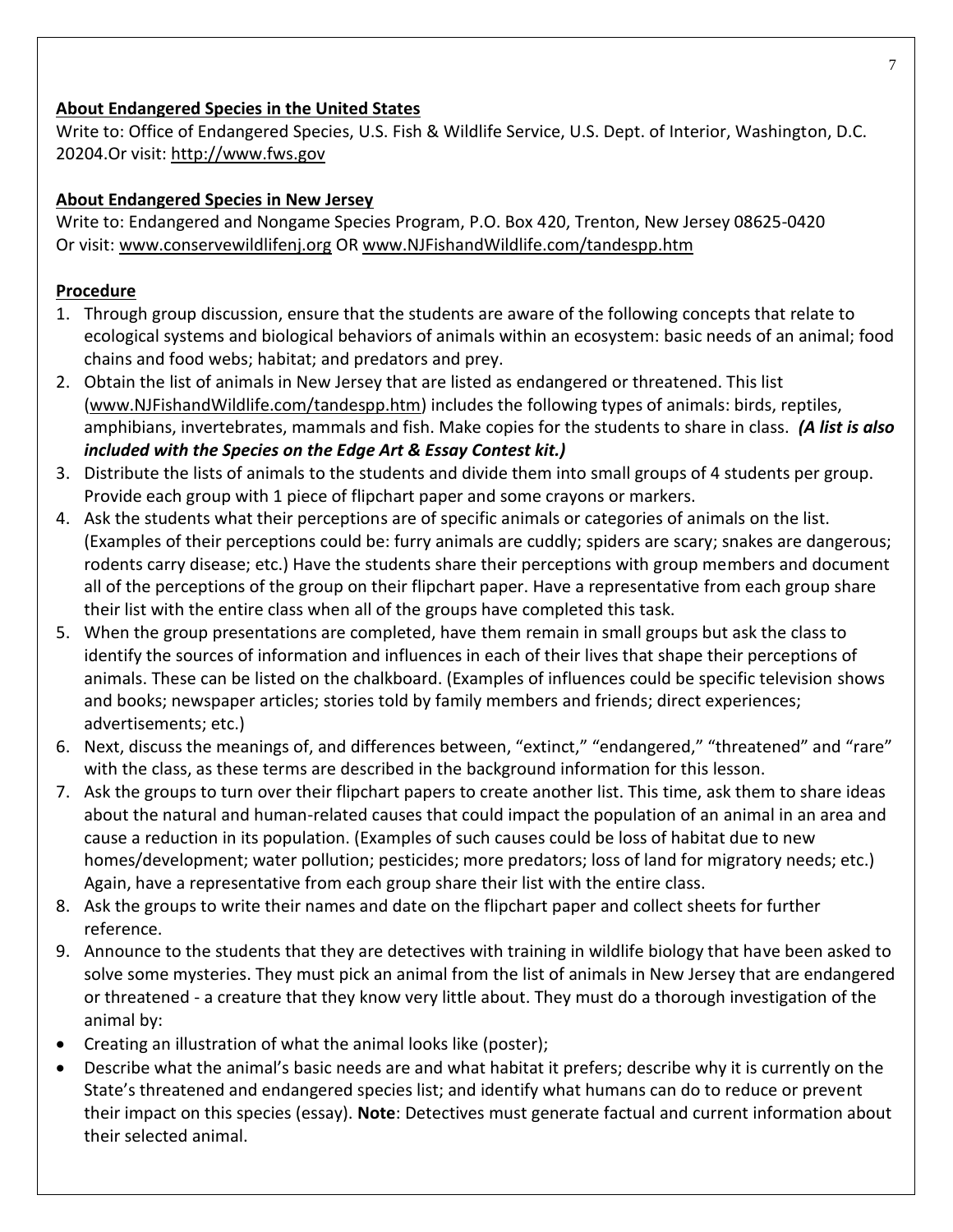**About Endangered Species in the United States**

Write to: Office of Endangered Species, U.S. Fish & Wildlife Service, U.S. Dept. of Interior, Washington, D.C. 20204.Or visit: http://www.fws.gov

**About Endangered Species in New Jersey**

Write to: Endangered and Nongame Species Program, P.O. Box 420, Trenton, New Jersey 08625-0420
Or visit: www.conservewildlifenj.org OR www.NJFishandWildlife.com/tandespp.htm

**Procedure**

1. Through group discussion, ensure that the students are aware of the following concepts that relate to ecological systems and biological behaviors of animals within an ecosystem: basic needs of an animal; food chains and food webs; habitat; and predators and prey.
2. Obtain the list of animals in New Jersey that are listed as endangered or threatened. This list (www.NJFishandWildlife.com/tandespp.htm) includes the following types of animals: birds, reptiles, amphibians, invertebrates, mammals and fish. Make copies for the students to share in class. ***(A list is also included with the Species on the Edge Art & Essay Contest kit.)***
3. Distribute the lists of animals to the students and divide them into small groups of 4 students per group. Provide each group with 1 piece of flipchart paper and some crayons or markers.
4. Ask the students what their perceptions are of specific animals or categories of animals on the list. (Examples of their perceptions could be: furry animals are cuddly; spiders are scary; snakes are dangerous; rodents carry disease; etc.) Have the students share their perceptions with group members and document all of the perceptions of the group on their flipchart paper. Have a representative from each group share their list with the entire class when all of the groups have completed this task.
5. When the group presentations are completed, have them remain in small groups but ask the class to identify the sources of information and influences in each of their lives that shape their perceptions of animals. These can be listed on the chalkboard. (Examples of influences could be specific television shows and books; newspaper articles; stories told by family members and friends; direct experiences; advertisements; etc.)
6. Next, discuss the meanings of, and differences between, "extinct," "endangered," "threatened" and "rare" with the class, as these terms are described in the background information for this lesson.
7. Ask the groups to turn over their flipchart papers to create another list. This time, ask them to share ideas about the natural and human-related causes that could impact the population of an animal in an area and cause a reduction in its population. (Examples of such causes could be loss of habitat due to new homes/development; water pollution; pesticides; more predators; loss of land for migratory needs; etc.) Again, have a representative from each group share their list with the entire class.
8. Ask the groups to write their names and date on the flipchart paper and collect sheets for further reference.
9. Announce to the students that they are detectives with training in wildlife biology that have been asked to solve some mysteries. They must pick an animal from the list of animals in New Jersey that are endangered or threatened - a creature that they know very little about. They must do a thorough investigation of the animal by:

- Creating an illustration of what the animal looks like (poster);
- Describe what the animal's basic needs are and what habitat it prefers; describe why it is currently on the State's threatened and endangered species list; and identify what humans can do to reduce or prevent their impact on this species (essay). **Note**: Detectives must generate factual and current information about their selected animal.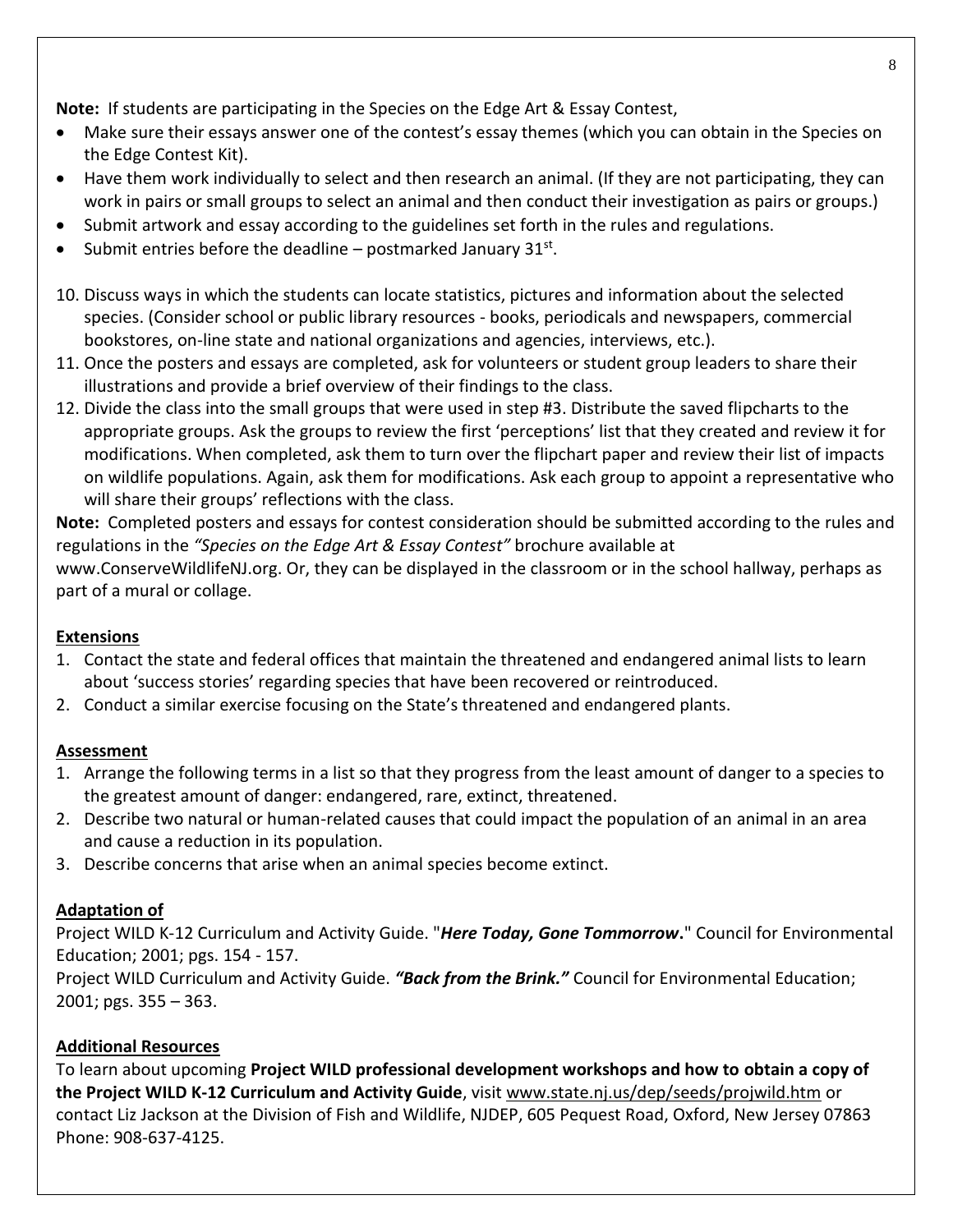**Note:** If students are participating in the Species on the Edge Art & Essay Contest,

- Make sure their essays answer one of the contest's essay themes (which you can obtain in the Species on the Edge Contest Kit).
- Have them work individually to select and then research an animal. (If they are not participating, they can work in pairs or small groups to select an animal and then conduct their investigation as pairs or groups.)
- Submit artwork and essay according to the guidelines set forth in the rules and regulations.
- Submit entries before the deadline – postmarked January 31st.

10. Discuss ways in which the students can locate statistics, pictures and information about the selected species. (Consider school or public library resources - books, periodicals and newspapers, commercial bookstores, on-line state and national organizations and agencies, interviews, etc.).
11. Once the posters and essays are completed, ask for volunteers or student group leaders to share their illustrations and provide a brief overview of their findings to the class.
12. Divide the class into the small groups that were used in step #3. Distribute the saved flipcharts to the appropriate groups. Ask the groups to review the first 'perceptions' list that they created and review it for modifications. When completed, ask them to turn over the flipchart paper and review their list of impacts on wildlife populations. Again, ask them for modifications. Ask each group to appoint a representative who will share their groups' reflections with the class.

**Note:** Completed posters and essays for contest consideration should be submitted according to the rules and regulations in the *"Species on the Edge Art & Essay Contest"* brochure available at www.ConserveWildlifeNJ.org. Or, they can be displayed in the classroom or in the school hallway, perhaps as part of a mural or collage.

## Extensions

1. Contact the state and federal offices that maintain the threatened and endangered animal lists to learn about 'success stories' regarding species that have been recovered or reintroduced.
2. Conduct a similar exercise focusing on the State's threatened and endangered plants.

## Assessment

1. Arrange the following terms in a list so that they progress from the least amount of danger to a species to the greatest amount of danger: endangered, rare, extinct, threatened.
2. Describe two natural or human-related causes that could impact the population of an animal in an area and cause a reduction in its population.
3. Describe concerns that arise when an animal species become extinct.

## Adaptation of

Project WILD K-12 Curriculum and Activity Guide. "***Here Today, Gone Tommorrow*.**" Council for Environmental Education; 2001; pgs. 154 - 157.

Project WILD Curriculum and Activity Guide. ***"Back from the Brink."*** Council for Environmental Education; 2001; pgs. 355 – 363.

## Additional Resources

To learn about upcoming **Project WILD professional development workshops and how to obtain a copy of the Project WILD K-12 Curriculum and Activity Guide**, visit www.state.nj.us/dep/seeds/projwild.htm or contact Liz Jackson at the Division of Fish and Wildlife, NJDEP, 605 Pequest Road, Oxford, New Jersey 07863 Phone: 908-637-4125.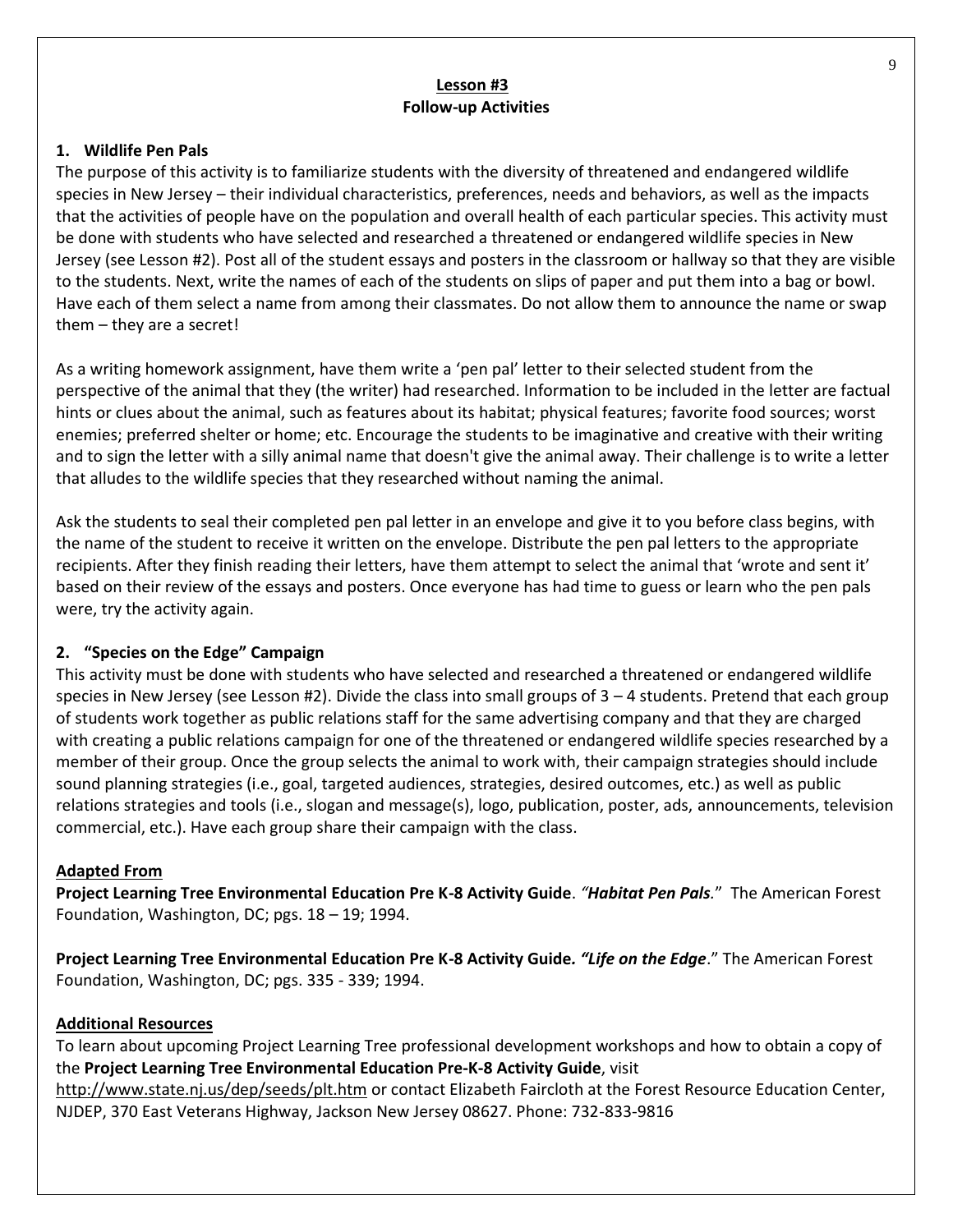## Lesson #3
### Follow-up Activities

### 1. Wildlife Pen Pals

The purpose of this activity is to familiarize students with the diversity of threatened and endangered wildlife species in New Jersey – their individual characteristics, preferences, needs and behaviors, as well as the impacts that the activities of people have on the population and overall health of each particular species. This activity must be done with students who have selected and researched a threatened or endangered wildlife species in New Jersey (see Lesson #2). Post all of the student essays and posters in the classroom or hallway so that they are visible to the students. Next, write the names of each of the students on slips of paper and put them into a bag or bowl. Have each of them select a name from among their classmates. Do not allow them to announce the name or swap them – they are a secret!

As a writing homework assignment, have them write a 'pen pal' letter to their selected student from the perspective of the animal that they (the writer) had researched. Information to be included in the letter are factual hints or clues about the animal, such as features about its habitat; physical features; favorite food sources; worst enemies; preferred shelter or home; etc. Encourage the students to be imaginative and creative with their writing and to sign the letter with a silly animal name that doesn't give the animal away. Their challenge is to write a letter that alludes to the wildlife species that they researched without naming the animal.

Ask the students to seal their completed pen pal letter in an envelope and give it to you before class begins, with the name of the student to receive it written on the envelope. Distribute the pen pal letters to the appropriate recipients. After they finish reading their letters, have them attempt to select the animal that 'wrote and sent it' based on their review of the essays and posters. Once everyone has had time to guess or learn who the pen pals were, try the activity again.

### 2. "Species on the Edge" Campaign

This activity must be done with students who have selected and researched a threatened or endangered wildlife species in New Jersey (see Lesson #2). Divide the class into small groups of 3 – 4 students. Pretend that each group of students work together as public relations staff for the same advertising company and that they are charged with creating a public relations campaign for one of the threatened or endangered wildlife species researched by a member of their group. Once the group selects the animal to work with, their campaign strategies should include sound planning strategies (i.e., goal, targeted audiences, strategies, desired outcomes, etc.) as well as public relations strategies and tools (i.e., slogan and message(s), logo, publication, poster, ads, announcements, television commercial, etc.). Have each group share their campaign with the class.

**Adapted From**

**Project Learning Tree Environmental Education Pre K-8 Activity Guide**. *"**Habitat Pen Pals**."* The American Forest Foundation, Washington, DC; pgs. 18 – 19; 1994.

**Project Learning Tree Environmental Education Pre K-8 Activity Guide*. "Life on the Edge*."** The American Forest Foundation, Washington, DC; pgs. 335 - 339; 1994.

**Additional Resources**

To learn about upcoming Project Learning Tree professional development workshops and how to obtain a copy of the **Project Learning Tree Environmental Education Pre-K-8 Activity Guide**, visit http://www.state.nj.us/dep/seeds/plt.htm or contact Elizabeth Faircloth at the Forest Resource Education Center, NJDEP, 370 East Veterans Highway, Jackson New Jersey 08627. Phone: 732-833-9816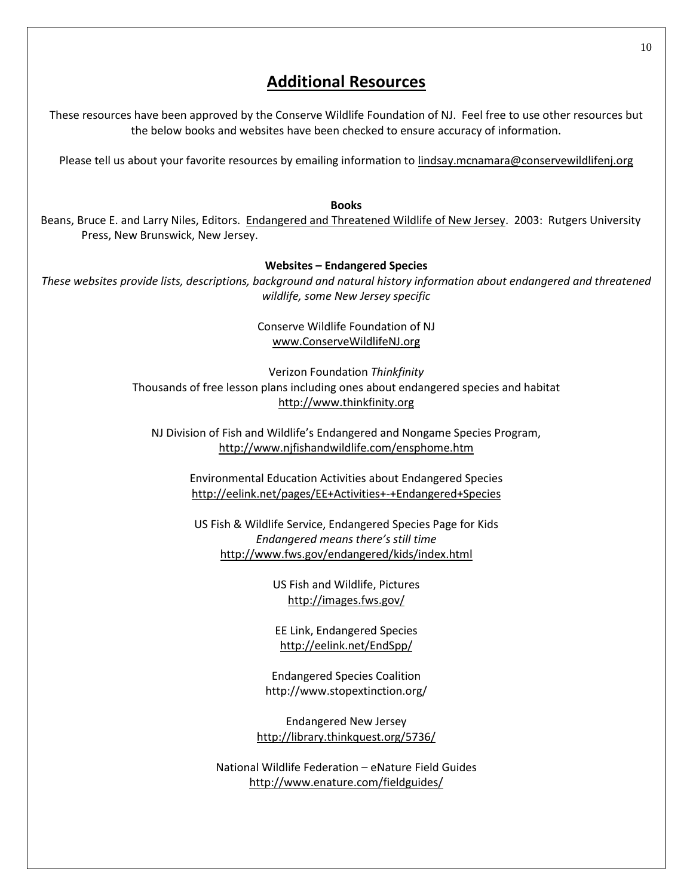# Additional Resources

These resources have been approved by the Conserve Wildlife Foundation of NJ. Feel free to use other resources but the below books and websites have been checked to ensure accuracy of information.

Please tell us about your favorite resources by emailing information to lindsay.mcnamara@conservewildlifenj.org

**Books**

Beans, Bruce E. and Larry Niles, Editors. Endangered and Threatened Wildlife of New Jersey. 2003: Rutgers University Press, New Brunswick, New Jersey.

**Websites – Endangered Species**

*These websites provide lists, descriptions, background and natural history information about endangered and threatened wildlife, some New Jersey specific*

Conserve Wildlife Foundation of NJ
www.ConserveWildlifeNJ.org

Verizon Foundation *Thinkfinity*
Thousands of free lesson plans including ones about endangered species and habitat
http://www.thinkfinity.org

NJ Division of Fish and Wildlife's Endangered and Nongame Species Program,
http://www.njfishandwildlife.com/ensphome.htm

Environmental Education Activities about Endangered Species
http://eelink.net/pages/EE+Activities+-+Endangered+Species

US Fish & Wildlife Service, Endangered Species Page for Kids
*Endangered means there's still time*
http://www.fws.gov/endangered/kids/index.html

US Fish and Wildlife, Pictures
http://images.fws.gov/

EE Link, Endangered Species
http://eelink.net/EndSpp/

Endangered Species Coalition
http://www.stopextinction.org/

Endangered New Jersey
http://library.thinkquest.org/5736/

National Wildlife Federation – eNature Field Guides
http://www.enature.com/fieldguides/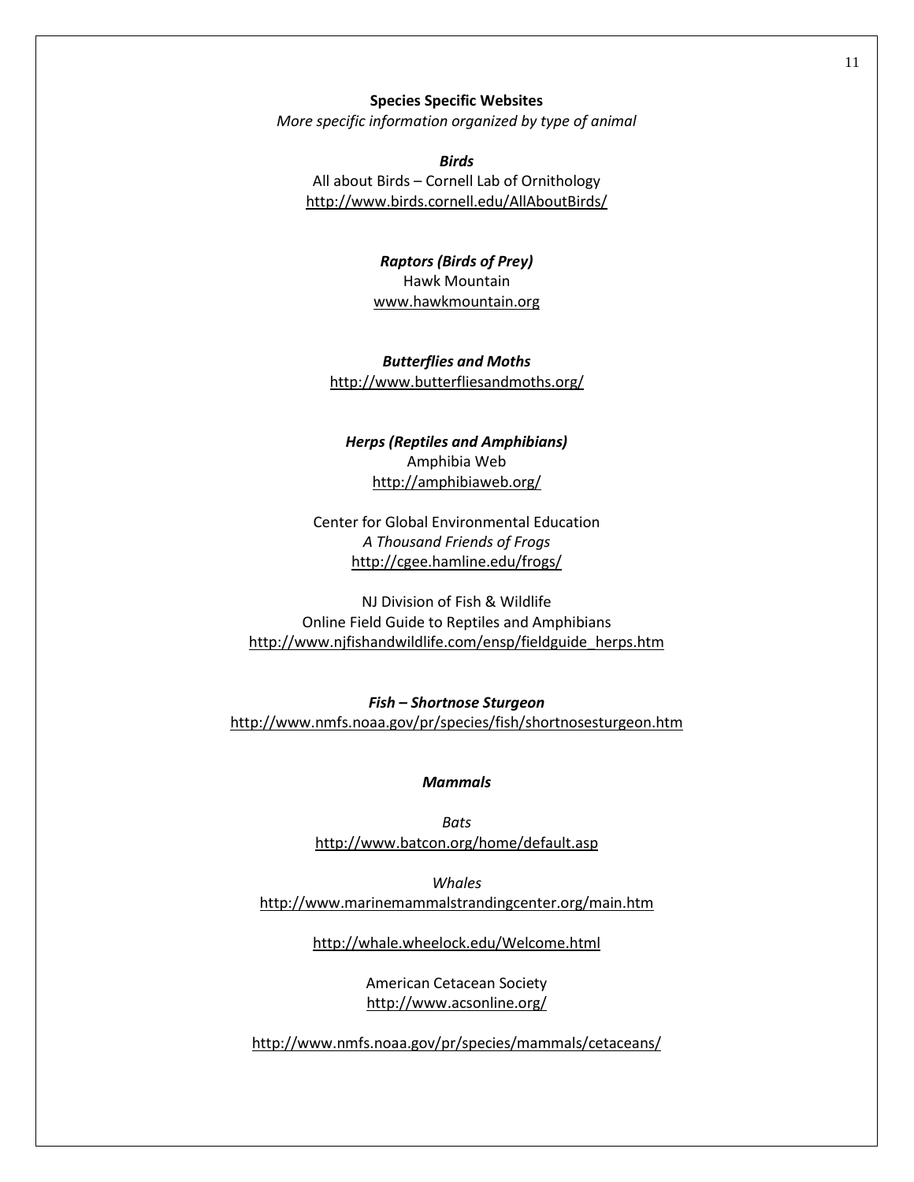## Species Specific Websites

*More specific information organized by type of animal*

### *Birds*

All about Birds – Cornell Lab of Ornithology
http://www.birds.cornell.edu/AllAboutBirds/

### *Raptors (Birds of Prey)*

Hawk Mountain
www.hawkmountain.org

### *Butterflies and Moths*

http://www.butterfliesandmoths.org/

### *Herps (Reptiles and Amphibians)*

Amphibia Web
http://amphibiaweb.org/

Center for Global Environmental Education
*A Thousand Friends of Frogs*
http://cgee.hamline.edu/frogs/

NJ Division of Fish & Wildlife
Online Field Guide to Reptiles and Amphibians
http://www.njfishandwildlife.com/ensp/fieldguide_herps.htm

### *Fish – Shortnose Sturgeon*

http://www.nmfs.noaa.gov/pr/species/fish/shortnosesturgeon.htm

### *Mammals*

*Bats*
http://www.batcon.org/home/default.asp

*Whales*
http://www.marinemammalstrandingcenter.org/main.htm

http://whale.wheelock.edu/Welcome.html

American Cetacean Society
http://www.acsonline.org/

http://www.nmfs.noaa.gov/pr/species/mammals/cetaceans/